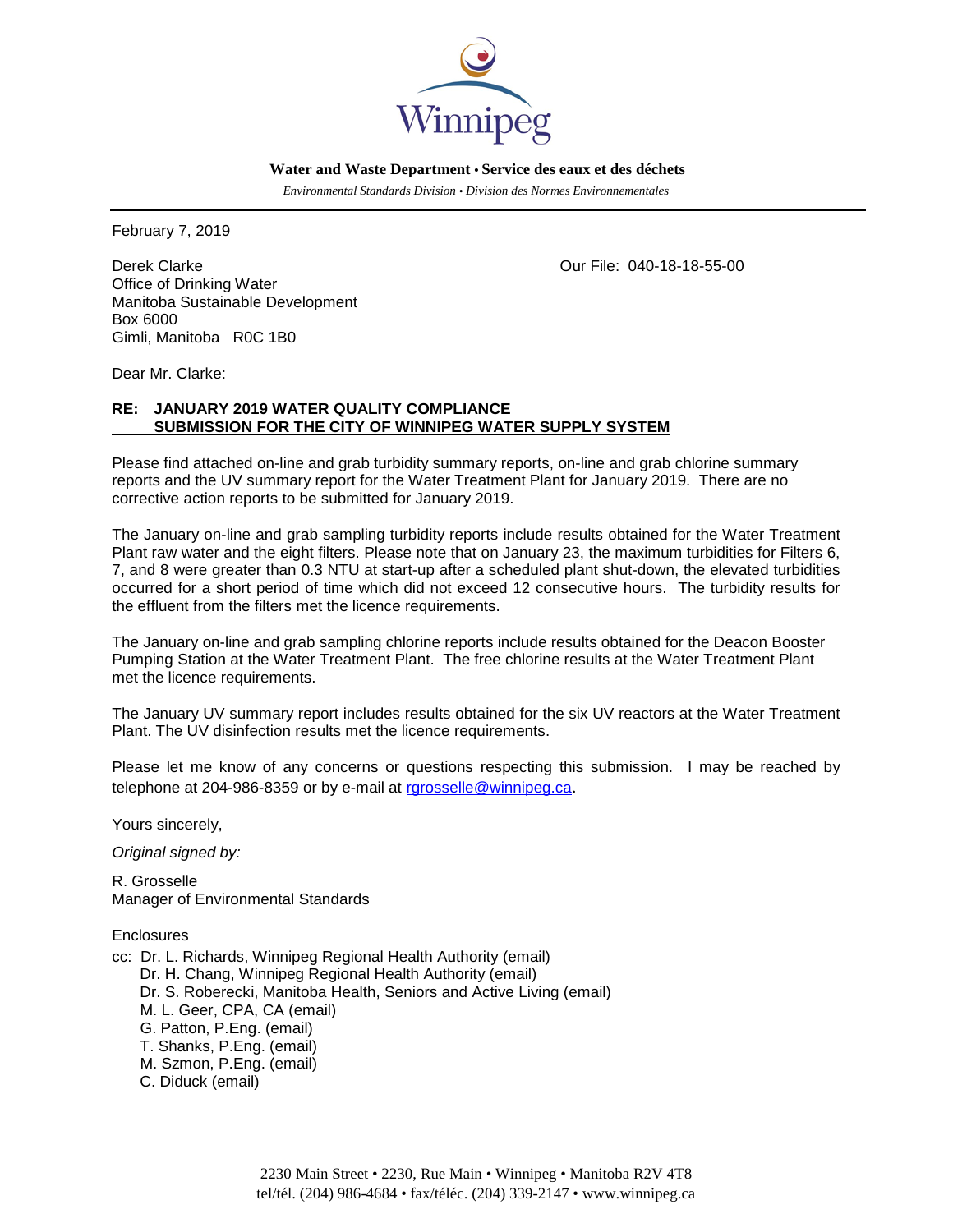Winnipeg

**Water and Waste Department • Service des eaux et des déchets**

*Environmental Standards Division • Division des Normes Environnementales*

---

February 7, 2019

Derek Clarke
Office of Drinking Water
Manitoba Sustainable Development
Box 6000
Gimli, Manitoba R0C 1B0

Our File: 040-18-18-55-00

Dear Mr. Clarke:

**RE: JANUARY 2019 WATER QUALITY COMPLIANCE SUBMISSION FOR THE CITY OF WINNIPEG WATER SUPPLY SYSTEM**

Please find attached on-line and grab turbidity summary reports, on-line and grab chlorine summary reports and the UV summary report for the Water Treatment Plant for January 2019. There are no corrective action reports to be submitted for January 2019.

The January on-line and grab sampling turbidity reports include results obtained for the Water Treatment Plant raw water and the eight filters. Please note that on January 23, the maximum turbidities for Filters 6, 7, and 8 were greater than 0.3 NTU at start-up after a scheduled plant shut-down, the elevated turbidities occurred for a short period of time which did not exceed 12 consecutive hours. The turbidity results for the effluent from the filters met the licence requirements.

The January on-line and grab sampling chlorine reports include results obtained for the Deacon Booster Pumping Station at the Water Treatment Plant. The free chlorine results at the Water Treatment Plant met the licence requirements.

The January UV summary report includes results obtained for the six UV reactors at the Water Treatment Plant. The UV disinfection results met the licence requirements.

Please let me know of any concerns or questions respecting this submission. I may be reached by telephone at 204-986-8359 or by e-mail at rgrosselle@winnipeg.ca.

Yours sincerely,

*Original signed by:*

R. Grosselle
Manager of Environmental Standards

Enclosures

cc: Dr. L. Richards, Winnipeg Regional Health Authority (email)
Dr. H. Chang, Winnipeg Regional Health Authority (email)
Dr. S. Roberecki, Manitoba Health, Seniors and Active Living (email)
M. L. Geer, CPA, CA (email)
G. Patton, P.Eng. (email)
T. Shanks, P.Eng. (email)
M. Szmon, P.Eng. (email)
C. Diduck (email)

2230 Main Street • 2230, Rue Main • Winnipeg • Manitoba R2V 4T8
tel/tél. (204) 986-4684 • fax/téléc. (204) 339-2147 • www.winnipeg.ca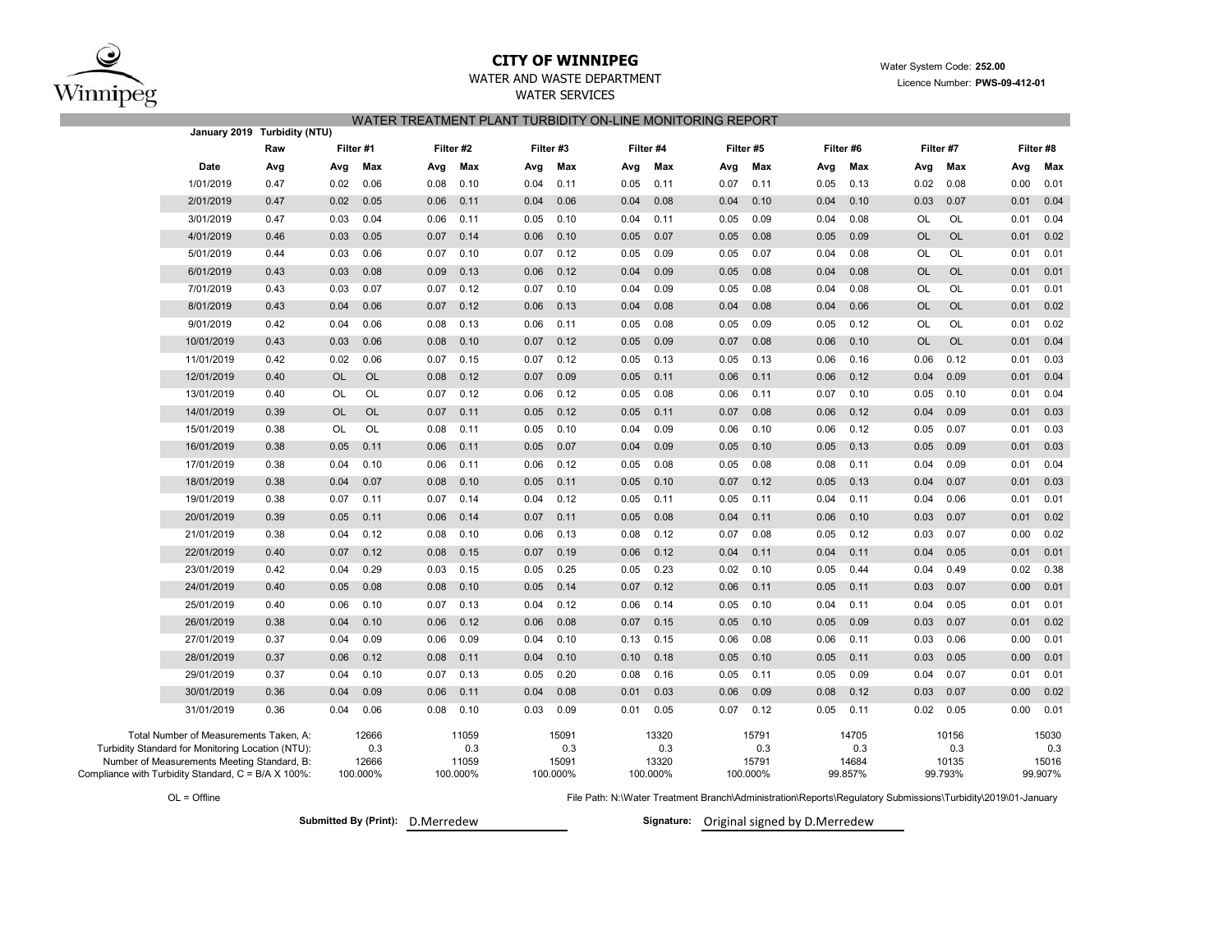# CITY OF WINNIPEG

WATER AND WASTE DEPARTMENT

WATER SERVICES

Water System Code: **252.00**

Licence Number: **PWS-09-412-01**

## WATER TREATMENT PLANT TURBIDITY ON-LINE MONITORING REPORT

| January 2019 Turbidity (NTU) | Raw | Filter #1 | | Filter #2 | | Filter #3 | | Filter #4 | | Filter #5 | | Filter #6 | | Filter #7 | | Filter #8 | |
|---|---|---|---|---|---|---|---|---|---|---|---|---|---|---|---|---|---|
| Date | Avg | Avg | Max | Avg | Max | Avg | Max | Avg | Max | Avg | Max | Avg | Max | Avg | Max | Avg | Max |
| 1/01/2019 | 0.47 | 0.02 | 0.06 | 0.08 | 0.10 | 0.04 | 0.11 | 0.05 | 0.11 | 0.07 | 0.11 | 0.05 | 0.13 | 0.02 | 0.08 | 0.00 | 0.01 |
| 2/01/2019 | 0.47 | 0.02 | 0.05 | 0.06 | 0.11 | 0.04 | 0.06 | 0.04 | 0.08 | 0.04 | 0.10 | 0.04 | 0.10 | 0.03 | 0.07 | 0.01 | 0.04 |
| 3/01/2019 | 0.47 | 0.03 | 0.04 | 0.06 | 0.11 | 0.05 | 0.10 | 0.04 | 0.11 | 0.05 | 0.09 | 0.04 | 0.08 | OL | OL | 0.01 | 0.04 |
| 4/01/2019 | 0.46 | 0.03 | 0.05 | 0.07 | 0.14 | 0.06 | 0.10 | 0.05 | 0.07 | 0.05 | 0.08 | 0.05 | 0.09 | OL | OL | 0.01 | 0.02 |
| 5/01/2019 | 0.44 | 0.03 | 0.06 | 0.07 | 0.10 | 0.07 | 0.12 | 0.05 | 0.09 | 0.05 | 0.07 | 0.04 | 0.08 | OL | OL | 0.01 | 0.01 |
| 6/01/2019 | 0.43 | 0.03 | 0.08 | 0.09 | 0.13 | 0.06 | 0.12 | 0.04 | 0.09 | 0.05 | 0.08 | 0.04 | 0.08 | OL | OL | 0.01 | 0.01 |
| 7/01/2019 | 0.43 | 0.03 | 0.07 | 0.07 | 0.12 | 0.07 | 0.10 | 0.04 | 0.09 | 0.05 | 0.08 | 0.04 | 0.08 | OL | OL | 0.01 | 0.01 |
| 8/01/2019 | 0.43 | 0.04 | 0.06 | 0.07 | 0.12 | 0.06 | 0.13 | 0.04 | 0.08 | 0.04 | 0.08 | 0.04 | 0.06 | OL | OL | 0.01 | 0.02 |
| 9/01/2019 | 0.42 | 0.04 | 0.06 | 0.08 | 0.13 | 0.06 | 0.11 | 0.05 | 0.08 | 0.05 | 0.09 | 0.05 | 0.12 | OL | OL | 0.01 | 0.02 |
| 10/01/2019 | 0.43 | 0.03 | 0.06 | 0.08 | 0.10 | 0.07 | 0.12 | 0.05 | 0.09 | 0.07 | 0.08 | 0.06 | 0.10 | OL | OL | 0.01 | 0.04 |
| 11/01/2019 | 0.42 | 0.02 | 0.06 | 0.07 | 0.15 | 0.07 | 0.12 | 0.05 | 0.13 | 0.05 | 0.13 | 0.06 | 0.16 | 0.06 | 0.12 | 0.01 | 0.03 |
| 12/01/2019 | 0.40 | OL | OL | 0.08 | 0.12 | 0.07 | 0.09 | 0.05 | 0.11 | 0.06 | 0.11 | 0.06 | 0.12 | 0.04 | 0.09 | 0.01 | 0.04 |
| 13/01/2019 | 0.40 | OL | OL | 0.07 | 0.12 | 0.06 | 0.12 | 0.05 | 0.08 | 0.06 | 0.11 | 0.07 | 0.10 | 0.05 | 0.10 | 0.01 | 0.04 |
| 14/01/2019 | 0.39 | OL | OL | 0.07 | 0.11 | 0.05 | 0.12 | 0.05 | 0.11 | 0.07 | 0.08 | 0.06 | 0.12 | 0.04 | 0.09 | 0.01 | 0.03 |
| 15/01/2019 | 0.38 | OL | OL | 0.08 | 0.11 | 0.05 | 0.10 | 0.04 | 0.09 | 0.06 | 0.10 | 0.06 | 0.12 | 0.05 | 0.07 | 0.01 | 0.03 |
| 16/01/2019 | 0.38 | 0.05 | 0.11 | 0.06 | 0.11 | 0.05 | 0.07 | 0.04 | 0.09 | 0.05 | 0.10 | 0.05 | 0.13 | 0.05 | 0.09 | 0.01 | 0.03 |
| 17/01/2019 | 0.38 | 0.04 | 0.10 | 0.06 | 0.11 | 0.06 | 0.12 | 0.05 | 0.08 | 0.05 | 0.08 | 0.08 | 0.11 | 0.04 | 0.09 | 0.01 | 0.04 |
| 18/01/2019 | 0.38 | 0.04 | 0.07 | 0.08 | 0.10 | 0.05 | 0.11 | 0.05 | 0.10 | 0.07 | 0.12 | 0.05 | 0.13 | 0.04 | 0.07 | 0.01 | 0.03 |
| 19/01/2019 | 0.38 | 0.07 | 0.11 | 0.07 | 0.14 | 0.04 | 0.12 | 0.05 | 0.11 | 0.05 | 0.11 | 0.04 | 0.11 | 0.04 | 0.06 | 0.01 | 0.01 |
| 20/01/2019 | 0.39 | 0.05 | 0.11 | 0.06 | 0.14 | 0.07 | 0.11 | 0.05 | 0.08 | 0.04 | 0.11 | 0.06 | 0.10 | 0.03 | 0.07 | 0.01 | 0.02 |
| 21/01/2019 | 0.38 | 0.04 | 0.12 | 0.08 | 0.10 | 0.06 | 0.13 | 0.08 | 0.12 | 0.07 | 0.08 | 0.05 | 0.12 | 0.03 | 0.07 | 0.00 | 0.02 |
| 22/01/2019 | 0.40 | 0.07 | 0.12 | 0.08 | 0.15 | 0.07 | 0.19 | 0.06 | 0.12 | 0.04 | 0.11 | 0.04 | 0.11 | 0.04 | 0.05 | 0.01 | 0.01 |
| 23/01/2019 | 0.42 | 0.04 | 0.29 | 0.03 | 0.15 | 0.05 | 0.25 | 0.05 | 0.23 | 0.02 | 0.10 | 0.05 | 0.44 | 0.04 | 0.49 | 0.02 | 0.38 |
| 24/01/2019 | 0.40 | 0.05 | 0.08 | 0.08 | 0.10 | 0.05 | 0.14 | 0.07 | 0.12 | 0.06 | 0.11 | 0.05 | 0.11 | 0.03 | 0.07 | 0.00 | 0.01 |
| 25/01/2019 | 0.40 | 0.06 | 0.10 | 0.07 | 0.13 | 0.04 | 0.12 | 0.06 | 0.14 | 0.05 | 0.10 | 0.04 | 0.11 | 0.04 | 0.05 | 0.01 | 0.01 |
| 26/01/2019 | 0.38 | 0.04 | 0.10 | 0.06 | 0.12 | 0.06 | 0.08 | 0.07 | 0.15 | 0.05 | 0.10 | 0.05 | 0.09 | 0.03 | 0.07 | 0.01 | 0.02 |
| 27/01/2019 | 0.37 | 0.04 | 0.09 | 0.06 | 0.09 | 0.04 | 0.10 | 0.13 | 0.15 | 0.06 | 0.08 | 0.06 | 0.11 | 0.03 | 0.06 | 0.00 | 0.01 |
| 28/01/2019 | 0.37 | 0.06 | 0.12 | 0.08 | 0.11 | 0.04 | 0.10 | 0.10 | 0.18 | 0.05 | 0.10 | 0.05 | 0.11 | 0.03 | 0.05 | 0.00 | 0.01 |
| 29/01/2019 | 0.37 | 0.04 | 0.10 | 0.07 | 0.13 | 0.05 | 0.20 | 0.08 | 0.16 | 0.05 | 0.11 | 0.05 | 0.09 | 0.04 | 0.07 | 0.01 | 0.01 |
| 30/01/2019 | 0.36 | 0.04 | 0.09 | 0.06 | 0.11 | 0.04 | 0.08 | 0.01 | 0.03 | 0.06 | 0.09 | 0.08 | 0.12 | 0.03 | 0.07 | 0.00 | 0.02 |
| 31/01/2019 | 0.36 | 0.04 | 0.06 | 0.08 | 0.10 | 0.03 | 0.09 | 0.01 | 0.05 | 0.07 | 0.12 | 0.05 | 0.11 | 0.02 | 0.05 | 0.00 | 0.01 |
| Total Number of Measurements Taken, A: | | | 12666 | | 11059 | | 15091 | | 13320 | | 15791 | | 14705 | | 10156 | | 15030 |
| Turbidity Standard for Monitoring Location (NTU): | | | 0.3 | | 0.3 | | 0.3 | | 0.3 | | 0.3 | | 0.3 | | 0.3 | | 0.3 |
| Number of Measurements Meeting Standard, B: | | | 12666 | | 11059 | | 15091 | | 13320 | | 15791 | | 14684 | | 10135 | | 15016 |
| Compliance with Turbidity Standard, C = B/A X 100%: | | | 100.000% | | 100.000% | | 100.000% | | 100.000% | | 100.000% | | 99.857% | | 99.793% | | 99.907% |

OL = Offline

File Path: N:\Water Treatment Branch\Administration\Reports\Regulatory Submissions\Turbidity\2019\01-January

**Submitted By (Print):** D.Merredew

**Signature:** Original signed by D.Merredew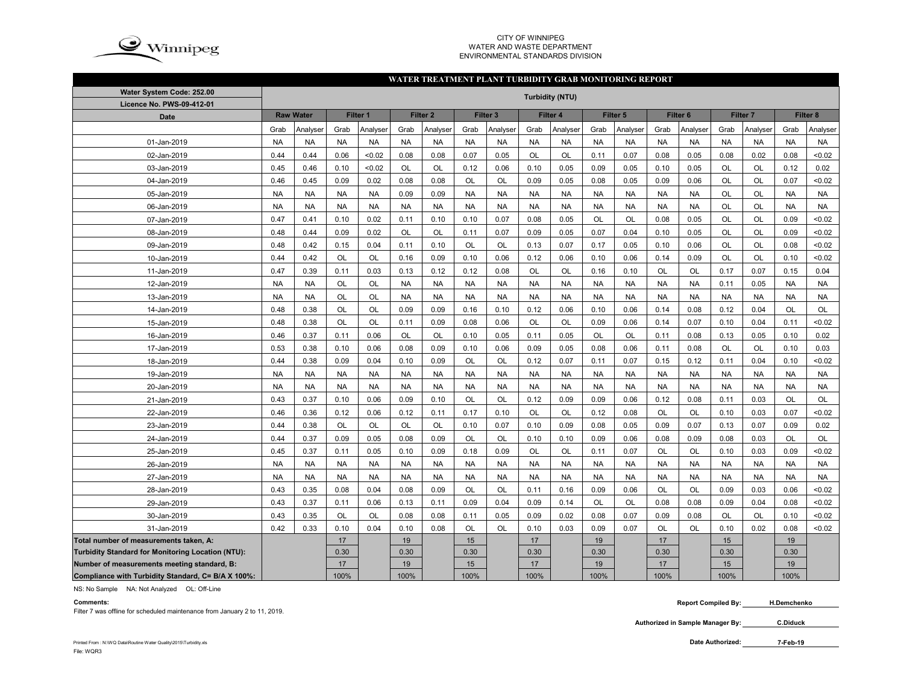CITY OF WINNIPEG
WATER AND WASTE DEPARTMENT
ENVIRONMENTAL STANDARDS DIVISION

## WATER TREATMENT PLANT TURBIDITY GRAB MONITORING REPORT

| Water System Code: 252.00 / Licence No. PWS-09-412-01 | Turbidity (NTU) | | | | | | | | | | | | | | | | | |
|---|---|---|---|---|---|---|---|---|---|---|---|---|---|---|---|---|---|---|
| Date | Raw Water | | Filter 1 | | Filter 2 | | Filter 3 | | Filter 4 | | Filter 5 | | Filter 6 | | Filter 7 | | Filter 8 | |
| | Grab | Analyser | Grab | Analyser | Grab | Analyser | Grab | Analyser | Grab | Analyser | Grab | Analyser | Grab | Analyser | Grab | Analyser | Grab | Analyser |
| 01-Jan-2019 | NA | NA | NA | NA | NA | NA | NA | NA | NA | NA | NA | NA | NA | NA | NA | NA | NA | NA |
| 02-Jan-2019 | 0.44 | 0.44 | 0.06 | <0.02 | 0.08 | 0.08 | 0.07 | 0.05 | OL | OL | 0.11 | 0.07 | 0.08 | 0.05 | 0.08 | 0.02 | 0.08 | <0.02 |
| 03-Jan-2019 | 0.45 | 0.46 | 0.10 | <0.02 | OL | OL | 0.12 | 0.06 | 0.10 | 0.05 | 0.09 | 0.05 | 0.10 | 0.05 | OL | OL | 0.12 | 0.02 |
| 04-Jan-2019 | 0.46 | 0.45 | 0.09 | 0.02 | 0.08 | 0.08 | OL | OL | 0.09 | 0.05 | 0.08 | 0.05 | 0.09 | 0.06 | OL | OL | 0.07 | <0.02 |
| 05-Jan-2019 | NA | NA | NA | NA | 0.09 | 0.09 | NA | NA | NA | NA | NA | NA | NA | NA | OL | OL | NA | NA |
| 06-Jan-2019 | NA | NA | NA | NA | NA | NA | NA | NA | NA | NA | NA | NA | NA | NA | OL | OL | NA | NA |
| 07-Jan-2019 | 0.47 | 0.41 | 0.10 | 0.02 | 0.11 | 0.10 | 0.10 | 0.07 | 0.08 | 0.05 | OL | OL | 0.08 | 0.05 | OL | OL | 0.09 | <0.02 |
| 08-Jan-2019 | 0.48 | 0.44 | 0.09 | 0.02 | OL | OL | 0.11 | 0.07 | 0.09 | 0.05 | 0.07 | 0.04 | 0.10 | 0.05 | OL | OL | 0.09 | <0.02 |
| 09-Jan-2019 | 0.48 | 0.42 | 0.15 | 0.04 | 0.11 | 0.10 | OL | OL | 0.13 | 0.07 | 0.17 | 0.05 | 0.10 | 0.06 | OL | OL | 0.08 | <0.02 |
| 10-Jan-2019 | 0.44 | 0.42 | OL | OL | 0.16 | 0.09 | 0.10 | 0.06 | 0.12 | 0.06 | 0.10 | 0.06 | 0.14 | 0.09 | OL | OL | 0.10 | <0.02 |
| 11-Jan-2019 | 0.47 | 0.39 | 0.11 | 0.03 | 0.13 | 0.12 | 0.12 | 0.08 | OL | OL | 0.16 | 0.10 | OL | OL | 0.17 | 0.07 | 0.15 | 0.04 |
| 12-Jan-2019 | NA | NA | OL | OL | NA | NA | NA | NA | NA | NA | NA | NA | NA | NA | 0.11 | 0.05 | NA | NA |
| 13-Jan-2019 | NA | NA | OL | OL | NA | NA | NA | NA | NA | NA | NA | NA | NA | NA | NA | NA | NA | NA |
| 14-Jan-2019 | 0.48 | 0.38 | OL | OL | 0.09 | 0.09 | 0.16 | 0.10 | 0.12 | 0.06 | 0.10 | 0.06 | 0.14 | 0.08 | 0.12 | 0.04 | OL | OL |
| 15-Jan-2019 | 0.48 | 0.38 | OL | OL | 0.11 | 0.09 | 0.08 | 0.06 | OL | OL | 0.09 | 0.06 | 0.14 | 0.07 | 0.10 | 0.04 | 0.11 | <0.02 |
| 16-Jan-2019 | 0.46 | 0.37 | 0.11 | 0.06 | OL | OL | 0.10 | 0.05 | 0.11 | 0.05 | OL | OL | 0.11 | 0.08 | 0.13 | 0.05 | 0.10 | 0.02 |
| 17-Jan-2019 | 0.53 | 0.38 | 0.10 | 0.06 | 0.08 | 0.09 | 0.10 | 0.06 | 0.09 | 0.05 | 0.08 | 0.06 | 0.11 | 0.08 | OL | OL | 0.10 | 0.03 |
| 18-Jan-2019 | 0.44 | 0.38 | 0.09 | 0.04 | 0.10 | 0.09 | OL | OL | 0.12 | 0.07 | 0.11 | 0.07 | 0.15 | 0.12 | 0.11 | 0.04 | 0.10 | <0.02 |
| 19-Jan-2019 | NA | NA | NA | NA | NA | NA | NA | NA | NA | NA | NA | NA | NA | NA | NA | NA | NA | NA |
| 20-Jan-2019 | NA | NA | NA | NA | NA | NA | NA | NA | NA | NA | NA | NA | NA | NA | NA | NA | NA | NA |
| 21-Jan-2019 | 0.43 | 0.37 | 0.10 | 0.06 | 0.09 | 0.10 | OL | OL | 0.12 | 0.09 | 0.09 | 0.06 | 0.12 | 0.08 | 0.11 | 0.03 | OL | OL |
| 22-Jan-2019 | 0.46 | 0.36 | 0.12 | 0.06 | 0.12 | 0.11 | 0.17 | 0.10 | OL | OL | 0.12 | 0.08 | OL | OL | 0.10 | 0.03 | 0.07 | <0.02 |
| 23-Jan-2019 | 0.44 | 0.38 | OL | OL | OL | OL | 0.10 | 0.07 | 0.10 | 0.09 | 0.08 | 0.05 | 0.09 | 0.07 | 0.13 | 0.07 | 0.09 | 0.02 |
| 24-Jan-2019 | 0.44 | 0.37 | 0.09 | 0.05 | 0.08 | 0.09 | OL | OL | 0.10 | 0.10 | 0.09 | 0.06 | 0.08 | 0.09 | 0.08 | 0.03 | OL | OL |
| 25-Jan-2019 | 0.45 | 0.37 | 0.11 | 0.05 | 0.10 | 0.09 | 0.18 | 0.09 | OL | OL | 0.11 | 0.07 | OL | OL | 0.10 | 0.03 | 0.09 | <0.02 |
| 26-Jan-2019 | NA | NA | NA | NA | NA | NA | NA | NA | NA | NA | NA | NA | NA | NA | NA | NA | NA | NA |
| 27-Jan-2019 | NA | NA | NA | NA | NA | NA | NA | NA | NA | NA | NA | NA | NA | NA | NA | NA | NA | NA |
| 28-Jan-2019 | 0.43 | 0.35 | 0.08 | 0.04 | 0.08 | 0.09 | OL | OL | 0.11 | 0.16 | 0.09 | 0.06 | OL | OL | 0.09 | 0.03 | 0.06 | <0.02 |
| 29-Jan-2019 | 0.43 | 0.37 | 0.11 | 0.06 | 0.13 | 0.11 | 0.09 | 0.04 | 0.09 | 0.14 | OL | OL | 0.08 | 0.08 | 0.09 | 0.04 | 0.08 | <0.02 |
| 30-Jan-2019 | 0.43 | 0.35 | OL | OL | 0.08 | 0.08 | 0.11 | 0.05 | 0.09 | 0.02 | 0.08 | 0.07 | 0.09 | 0.08 | OL | OL | 0.10 | <0.02 |
| 31-Jan-2019 | 0.42 | 0.33 | 0.10 | 0.04 | 0.10 | 0.08 | OL | OL | 0.10 | 0.03 | 0.09 | 0.07 | OL | OL | 0.10 | 0.02 | 0.08 | <0.02 |
| Total number of measurements taken, A: | | | 17 | | 19 | | 15 | | 17 | | 19 | | 17 | | 15 | | 19 | |
| Turbidity Standard for Monitoring Location (NTU): | | | 0.30 | | 0.30 | | 0.30 | | 0.30 | | 0.30 | | 0.30 | | 0.30 | | 0.30 | |
| Number of measurements meeting standard, B: | | | 17 | | 19 | | 15 | | 17 | | 19 | | 17 | | 15 | | 19 | |
| Compliance with Turbidity Standard, C= B/A X 100%: | | | 100% | | 100% | | 100% | | 100% | | 100% | | 100% | | 100% | | 100% | |

NS: No Sample NA: Not Analyzed OL: Off-Line

**Comments:**

Filter 7 was offline for scheduled maintenance from January 2 to 11, 2019.

**Report Compiled By:** H.Demchenko

**Authorized in Sample Manager By:** C.Diduck

**Date Authorized:** 7-Feb-19

Printed From : N:\WQ Data\Routine Water Quality\2015\Turbidity.xls
File: WQR3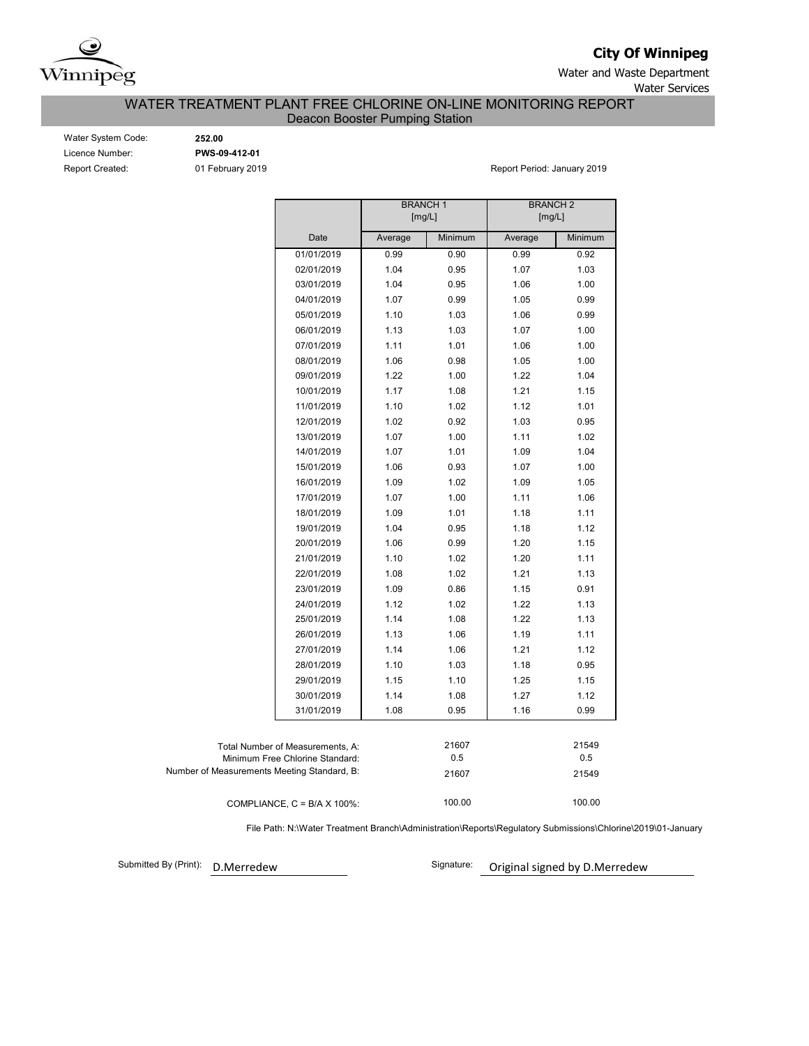**City Of Winnipeg**

Water and Waste Department

Water Services

# WATER TREATMENT PLANT FREE CHLORINE ON-LINE MONITORING REPORT

## Deacon Booster Pumping Station

Water System Code: **252.00**

Licence Number: **PWS-09-412-01**

Report Created: 01 February 2019

Report Period: January 2019

| | BRANCH 1 [mg/L] | | BRANCH 2 [mg/L] | |
|---|---|---|---|---|
| Date | Average | Minimum | Average | Minimum |
| 01/01/2019 | 0.99 | 0.90 | 0.99 | 0.92 |
| 02/01/2019 | 1.04 | 0.95 | 1.07 | 1.03 |
| 03/01/2019 | 1.04 | 0.95 | 1.06 | 1.00 |
| 04/01/2019 | 1.07 | 0.99 | 1.05 | 0.99 |
| 05/01/2019 | 1.10 | 1.03 | 1.06 | 0.99 |
| 06/01/2019 | 1.13 | 1.03 | 1.07 | 1.00 |
| 07/01/2019 | 1.11 | 1.01 | 1.06 | 1.00 |
| 08/01/2019 | 1.06 | 0.98 | 1.05 | 1.00 |
| 09/01/2019 | 1.22 | 1.00 | 1.22 | 1.04 |
| 10/01/2019 | 1.17 | 1.08 | 1.21 | 1.15 |
| 11/01/2019 | 1.10 | 1.02 | 1.12 | 1.01 |
| 12/01/2019 | 1.02 | 0.92 | 1.03 | 0.95 |
| 13/01/2019 | 1.07 | 1.00 | 1.11 | 1.02 |
| 14/01/2019 | 1.07 | 1.01 | 1.09 | 1.04 |
| 15/01/2019 | 1.06 | 0.93 | 1.07 | 1.00 |
| 16/01/2019 | 1.09 | 1.02 | 1.09 | 1.05 |
| 17/01/2019 | 1.07 | 1.00 | 1.11 | 1.06 |
| 18/01/2019 | 1.09 | 1.01 | 1.18 | 1.11 |
| 19/01/2019 | 1.04 | 0.95 | 1.18 | 1.12 |
| 20/01/2019 | 1.06 | 0.99 | 1.20 | 1.15 |
| 21/01/2019 | 1.10 | 1.02 | 1.20 | 1.11 |
| 22/01/2019 | 1.08 | 1.02 | 1.21 | 1.13 |
| 23/01/2019 | 1.09 | 0.86 | 1.15 | 0.91 |
| 24/01/2019 | 1.12 | 1.02 | 1.22 | 1.13 |
| 25/01/2019 | 1.14 | 1.08 | 1.22 | 1.13 |
| 26/01/2019 | 1.13 | 1.06 | 1.19 | 1.11 |
| 27/01/2019 | 1.14 | 1.06 | 1.21 | 1.12 |
| 28/01/2019 | 1.10 | 1.03 | 1.18 | 0.95 |
| 29/01/2019 | 1.15 | 1.10 | 1.25 | 1.15 |
| 30/01/2019 | 1.14 | 1.08 | 1.27 | 1.12 |
| 31/01/2019 | 1.08 | 0.95 | 1.16 | 0.99 |

| | BRANCH 1 | BRANCH 2 |
|---|---|---|
| Total Number of Measurements, A: | 21607 | 21549 |
| Minimum Free Chlorine Standard: | 0.5 | 0.5 |
| Number of Measurements Meeting Standard, B: | 21607 | 21549 |
| COMPLIANCE, C = B/A X 100%: | 100.00 | 100.00 |

File Path: N:\Water Treatment Branch\Administration\Reports\Regulatory Submissions\Chlorine\2019\01-January

Submitted By (Print): D.Merredew

Signature: Original signed by D.Merredew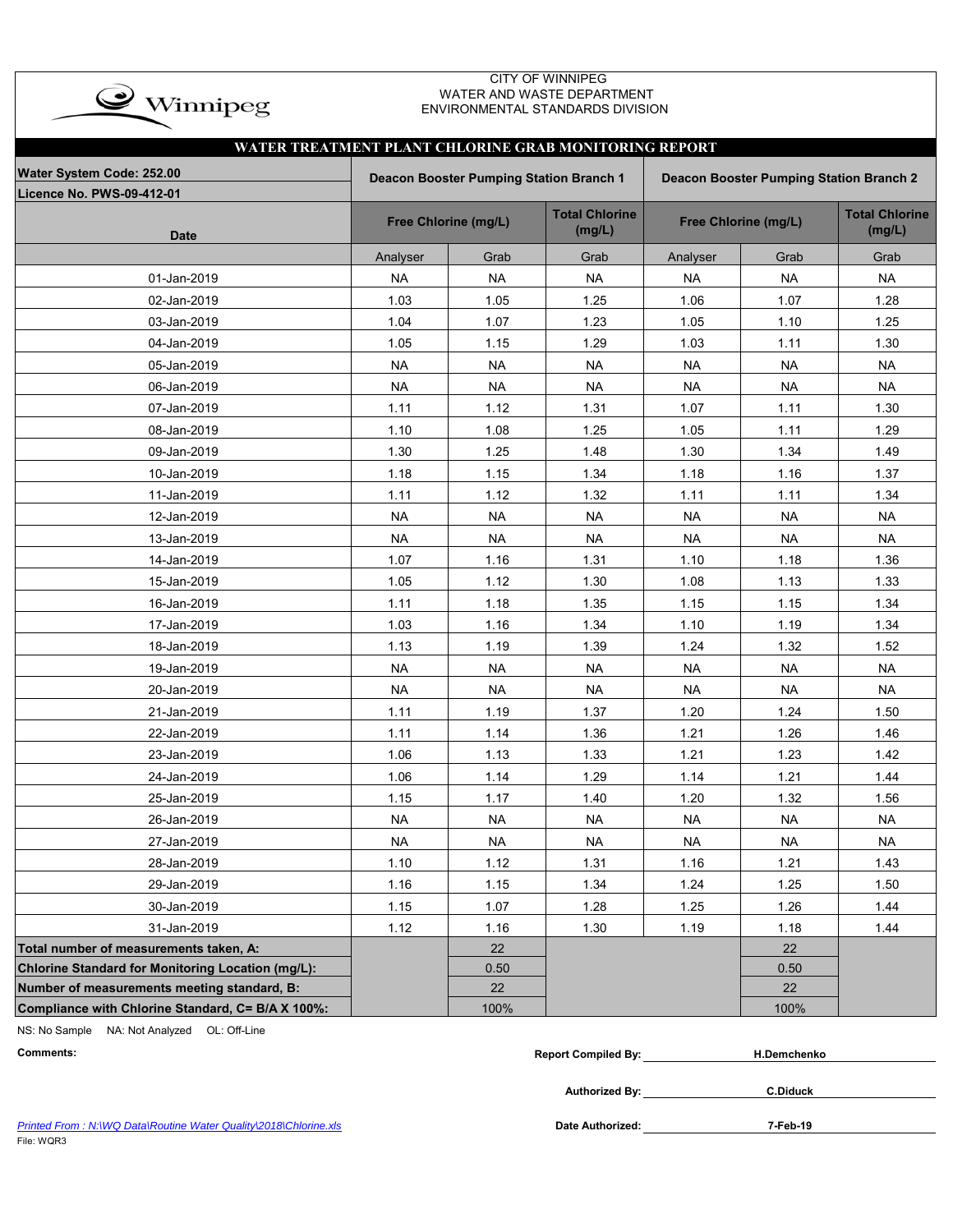CITY OF WINNIPEG
WATER AND WASTE DEPARTMENT
ENVIRONMENTAL STANDARDS DIVISION

## WATER TREATMENT PLANT CHLORINE GRAB MONITORING REPORT

**Water System Code: 252.00**
**Licence No. PWS-09-412-01**

| Date | Deacon Booster Pumping Station Branch 1 | | | Deacon Booster Pumping Station Branch 2 | | |
|---|---|---|---|---|---|---|
| | Free Chlorine (mg/L) | | Total Chlorine (mg/L) | Free Chlorine (mg/L) | | Total Chlorine (mg/L) |
| | Analyser | Grab | Grab | Analyser | Grab | Grab |
| 01-Jan-2019 | NA | NA | NA | NA | NA | NA |
| 02-Jan-2019 | 1.03 | 1.05 | 1.25 | 1.06 | 1.07 | 1.28 |
| 03-Jan-2019 | 1.04 | 1.07 | 1.23 | 1.05 | 1.10 | 1.25 |
| 04-Jan-2019 | 1.05 | 1.15 | 1.29 | 1.03 | 1.11 | 1.30 |
| 05-Jan-2019 | NA | NA | NA | NA | NA | NA |
| 06-Jan-2019 | NA | NA | NA | NA | NA | NA |
| 07-Jan-2019 | 1.11 | 1.12 | 1.31 | 1.07 | 1.11 | 1.30 |
| 08-Jan-2019 | 1.10 | 1.08 | 1.25 | 1.05 | 1.11 | 1.29 |
| 09-Jan-2019 | 1.30 | 1.25 | 1.48 | 1.30 | 1.34 | 1.49 |
| 10-Jan-2019 | 1.18 | 1.15 | 1.34 | 1.18 | 1.16 | 1.37 |
| 11-Jan-2019 | 1.11 | 1.12 | 1.32 | 1.11 | 1.11 | 1.34 |
| 12-Jan-2019 | NA | NA | NA | NA | NA | NA |
| 13-Jan-2019 | NA | NA | NA | NA | NA | NA |
| 14-Jan-2019 | 1.07 | 1.16 | 1.31 | 1.10 | 1.18 | 1.36 |
| 15-Jan-2019 | 1.05 | 1.12 | 1.30 | 1.08 | 1.13 | 1.33 |
| 16-Jan-2019 | 1.11 | 1.18 | 1.35 | 1.15 | 1.15 | 1.34 |
| 17-Jan-2019 | 1.03 | 1.16 | 1.34 | 1.10 | 1.19 | 1.34 |
| 18-Jan-2019 | 1.13 | 1.19 | 1.39 | 1.24 | 1.32 | 1.52 |
| 19-Jan-2019 | NA | NA | NA | NA | NA | NA |
| 20-Jan-2019 | NA | NA | NA | NA | NA | NA |
| 21-Jan-2019 | 1.11 | 1.19 | 1.37 | 1.20 | 1.24 | 1.50 |
| 22-Jan-2019 | 1.11 | 1.14 | 1.36 | 1.21 | 1.26 | 1.46 |
| 23-Jan-2019 | 1.06 | 1.13 | 1.33 | 1.21 | 1.23 | 1.42 |
| 24-Jan-2019 | 1.06 | 1.14 | 1.29 | 1.14 | 1.21 | 1.44 |
| 25-Jan-2019 | 1.15 | 1.17 | 1.40 | 1.20 | 1.32 | 1.56 |
| 26-Jan-2019 | NA | NA | NA | NA | NA | NA |
| 27-Jan-2019 | NA | NA | NA | NA | NA | NA |
| 28-Jan-2019 | 1.10 | 1.12 | 1.31 | 1.16 | 1.21 | 1.43 |
| 29-Jan-2019 | 1.16 | 1.15 | 1.34 | 1.24 | 1.25 | 1.50 |
| 30-Jan-2019 | 1.15 | 1.07 | 1.28 | 1.25 | 1.26 | 1.44 |
| 31-Jan-2019 | 1.12 | 1.16 | 1.30 | 1.19 | 1.18 | 1.44 |
| **Total number of measurements taken, A:** | | 22 | | | 22 | |
| **Chlorine Standard for Monitoring Location (mg/L):** | | 0.50 | | | 0.50 | |
| **Number of measurements meeting standard, B:** | | 22 | | | 22 | |
| **Compliance with Chlorine Standard, C= B/A X 100%:** | | 100% | | | 100% | |

NS: No Sample NA: Not Analyzed OL: Off-Line

**Comments:**

**Report Compiled By:** H.Demchenko

**Authorized By:** C.Diduck

**Date Authorized:** 7-Feb-19

*Printed From : N:\WQ Data\Routine Water Quality\2018\Chlorine.xls*

File: WQR3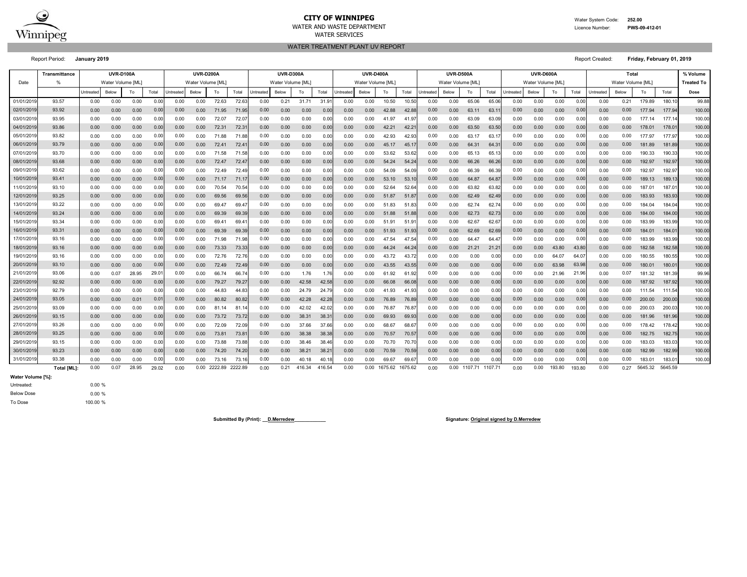**CITY OF WINNIPEG**
WATER AND WASTE DEPARTMENT
WATER SERVICES

Water System Code: **252.00**
Licence Number: **PWS-09-412-01**

## WATER TREATMENT PLANT UV REPORT

Report Period: **January 2019**

Report Created: **Friday, February 01, 2019**

| Date | Transmittance % | UVR-D100A Water Volume [ML] | | | | UVR-D200A Water Volume [ML] | | | | UVR-D300A Water Volume [ML] | | | | UVR-D400A Water Volume [ML] | | | | UVR-D500A Water Volume [ML] | | | | UVR-D600A Water Volume [ML] | | | | Total Water Volume [ML] | | | | % Volume Treated To Dose |
|---|---|---|---|---|---|---|---|---|---|---|---|---|---|---|---|---|---|---|---|---|---|---|---|---|---|---|---|---|---|---|
| | | Untreated | Below | To | Total | Untreated | Below | To | Total | Untreated | Below | To | Total | Untreated | Below | To | Total | Untreated | Below | To | Total | Untreated | Below | To | Total | Untreated | Below | To | Total | Dose |
| 01/01/2019 | 93.57 | 0.00 | 0.00 | 0.00 | 0.00 | 0.00 | 0.00 | 72.63 | 72.63 | 0.00 | 0.21 | 31.71 | 31.91 | 0.00 | 0.00 | 10.50 | 10.50 | 0.00 | 0.00 | 65.06 | 65.06 | 0.00 | 0.00 | 0.00 | 0.00 | 0.00 | 0.21 | 179.89 | 180.10 | 99.88 |
| 02/01/2019 | 93.92 | 0.00 | 0.00 | 0.00 | 0.00 | 0.00 | 0.00 | 71.95 | 71.95 | 0.00 | 0.00 | 0.00 | 0.00 | 0.00 | 0.00 | 42.88 | 42.88 | 0.00 | 0.00 | 63.11 | 63.11 | 0.00 | 0.00 | 0.00 | 0.00 | 0.00 | 0.00 | 177.94 | 177.94 | 100.00 |
| 03/01/2019 | 93.95 | 0.00 | 0.00 | 0.00 | 0.00 | 0.00 | 0.00 | 72.07 | 72.07 | 0.00 | 0.00 | 0.00 | 0.00 | 0.00 | 0.00 | 41.97 | 41.97 | 0.00 | 0.00 | 63.09 | 63.09 | 0.00 | 0.00 | 0.00 | 0.00 | 0.00 | 0.00 | 177.14 | 177.14 | 100.00 |
| 04/01/2019 | 93.86 | 0.00 | 0.00 | 0.00 | 0.00 | 0.00 | 0.00 | 72.31 | 72.31 | 0.00 | 0.00 | 0.00 | 0.00 | 0.00 | 0.00 | 42.21 | 42.21 | 0.00 | 0.00 | 63.50 | 63.50 | 0.00 | 0.00 | 0.00 | 0.00 | 0.00 | 0.00 | 178.01 | 178.01 | 100.00 |
| 05/01/2019 | 93.82 | 0.00 | 0.00 | 0.00 | 0.00 | 0.00 | 0.00 | 71.88 | 71.88 | 0.00 | 0.00 | 0.00 | 0.00 | 0.00 | 0.00 | 42.93 | 42.93 | 0.00 | 0.00 | 63.17 | 63.17 | 0.00 | 0.00 | 0.00 | 0.00 | 0.00 | 0.00 | 177.97 | 177.97 | 100.00 |
| 06/01/2019 | 93.79 | 0.00 | 0.00 | 0.00 | 0.00 | 0.00 | 0.00 | 72.41 | 72.41 | 0.00 | 0.00 | 0.00 | 0.00 | 0.00 | 0.00 | 45.17 | 45.17 | 0.00 | 0.00 | 64.31 | 64.31 | 0.00 | 0.00 | 0.00 | 0.00 | 0.00 | 0.00 | 181.89 | 181.89 | 100.00 |
| 07/01/2019 | 93.70 | 0.00 | 0.00 | 0.00 | 0.00 | 0.00 | 0.00 | 71.58 | 71.58 | 0.00 | 0.00 | 0.00 | 0.00 | 0.00 | 0.00 | 53.62 | 53.62 | 0.00 | 0.00 | 65.13 | 65.13 | 0.00 | 0.00 | 0.00 | 0.00 | 0.00 | 0.00 | 190.33 | 190.33 | 100.00 |
| 08/01/2019 | 93.68 | 0.00 | 0.00 | 0.00 | 0.00 | 0.00 | 0.00 | 72.47 | 72.47 | 0.00 | 0.00 | 0.00 | 0.00 | 0.00 | 0.00 | 54.24 | 54.24 | 0.00 | 0.00 | 66.26 | 66.26 | 0.00 | 0.00 | 0.00 | 0.00 | 0.00 | 0.00 | 192.97 | 192.97 | 100.00 |
| 09/01/2019 | 93.62 | 0.00 | 0.00 | 0.00 | 0.00 | 0.00 | 0.00 | 72.49 | 72.49 | 0.00 | 0.00 | 0.00 | 0.00 | 0.00 | 0.00 | 54.09 | 54.09 | 0.00 | 0.00 | 66.39 | 66.39 | 0.00 | 0.00 | 0.00 | 0.00 | 0.00 | 0.00 | 192.97 | 192.97 | 100.00 |
| 10/01/2019 | 93.41 | 0.00 | 0.00 | 0.00 | 0.00 | 0.00 | 0.00 | 71.17 | 71.17 | 0.00 | 0.00 | 0.00 | 0.00 | 0.00 | 0.00 | 53.10 | 53.10 | 0.00 | 0.00 | 64.87 | 64.87 | 0.00 | 0.00 | 0.00 | 0.00 | 0.00 | 0.00 | 189.13 | 189.13 | 100.00 |
| 11/01/2019 | 93.10 | 0.00 | 0.00 | 0.00 | 0.00 | 0.00 | 0.00 | 70.54 | 70.54 | 0.00 | 0.00 | 0.00 | 0.00 | 0.00 | 0.00 | 52.64 | 52.64 | 0.00 | 0.00 | 63.82 | 63.82 | 0.00 | 0.00 | 0.00 | 0.00 | 0.00 | 0.00 | 187.01 | 187.01 | 100.00 |
| 12/01/2019 | 93.25 | 0.00 | 0.00 | 0.00 | 0.00 | 0.00 | 0.00 | 69.56 | 69.56 | 0.00 | 0.00 | 0.00 | 0.00 | 0.00 | 0.00 | 51.87 | 51.87 | 0.00 | 0.00 | 62.49 | 62.49 | 0.00 | 0.00 | 0.00 | 0.00 | 0.00 | 0.00 | 183.93 | 183.93 | 100.00 |
| 13/01/2019 | 93.22 | 0.00 | 0.00 | 0.00 | 0.00 | 0.00 | 0.00 | 69.47 | 69.47 | 0.00 | 0.00 | 0.00 | 0.00 | 0.00 | 0.00 | 51.83 | 51.83 | 0.00 | 0.00 | 62.74 | 62.74 | 0.00 | 0.00 | 0.00 | 0.00 | 0.00 | 0.00 | 184.04 | 184.04 | 100.00 |
| 14/01/2019 | 93.24 | 0.00 | 0.00 | 0.00 | 0.00 | 0.00 | 0.00 | 69.39 | 69.39 | 0.00 | 0.00 | 0.00 | 0.00 | 0.00 | 0.00 | 51.88 | 51.88 | 0.00 | 0.00 | 62.73 | 62.73 | 0.00 | 0.00 | 0.00 | 0.00 | 0.00 | 0.00 | 184.00 | 184.00 | 100.00 |
| 15/01/2019 | 93.34 | 0.00 | 0.00 | 0.00 | 0.00 | 0.00 | 0.00 | 69.41 | 69.41 | 0.00 | 0.00 | 0.00 | 0.00 | 0.00 | 0.00 | 51.91 | 51.91 | 0.00 | 0.00 | 62.67 | 62.67 | 0.00 | 0.00 | 0.00 | 0.00 | 0.00 | 0.00 | 183.99 | 183.99 | 100.00 |
| 16/01/2019 | 93.31 | 0.00 | 0.00 | 0.00 | 0.00 | 0.00 | 0.00 | 69.39 | 69.39 | 0.00 | 0.00 | 0.00 | 0.00 | 0.00 | 0.00 | 51.93 | 51.93 | 0.00 | 0.00 | 62.69 | 62.69 | 0.00 | 0.00 | 0.00 | 0.00 | 0.00 | 0.00 | 184.01 | 184.01 | 100.00 |
| 17/01/2019 | 93.16 | 0.00 | 0.00 | 0.00 | 0.00 | 0.00 | 0.00 | 71.98 | 71.98 | 0.00 | 0.00 | 0.00 | 0.00 | 0.00 | 0.00 | 47.54 | 47.54 | 0.00 | 0.00 | 64.47 | 64.47 | 0.00 | 0.00 | 0.00 | 0.00 | 0.00 | 0.00 | 183.99 | 183.99 | 100.00 |
| 18/01/2019 | 93.16 | 0.00 | 0.00 | 0.00 | 0.00 | 0.00 | 0.00 | 73.33 | 73.33 | 0.00 | 0.00 | 0.00 | 0.00 | 0.00 | 0.00 | 44.24 | 44.24 | 0.00 | 0.00 | 21.21 | 21.21 | 0.00 | 0.00 | 43.80 | 43.80 | 0.00 | 0.00 | 182.58 | 182.58 | 100.00 |
| 19/01/2019 | 93.16 | 0.00 | 0.00 | 0.00 | 0.00 | 0.00 | 0.00 | 72.76 | 72.76 | 0.00 | 0.00 | 0.00 | 0.00 | 0.00 | 0.00 | 43.72 | 43.72 | 0.00 | 0.00 | 0.00 | 0.00 | 0.00 | 0.00 | 64.07 | 64.07 | 0.00 | 0.00 | 180.55 | 180.55 | 100.00 |
| 20/01/2019 | 93.10 | 0.00 | 0.00 | 0.00 | 0.00 | 0.00 | 0.00 | 72.49 | 72.49 | 0.00 | 0.00 | 0.00 | 0.00 | 0.00 | 0.00 | 43.55 | 43.55 | 0.00 | 0.00 | 0.00 | 0.00 | 0.00 | 0.00 | 63.98 | 63.98 | 0.00 | 0.00 | 180.01 | 180.01 | 100.00 |
| 21/01/2019 | 93.06 | 0.00 | 0.07 | 28.95 | 29.01 | 0.00 | 0.00 | 66.74 | 66.74 | 0.00 | 0.00 | 1.76 | 1.76 | 0.00 | 0.00 | 61.92 | 61.92 | 0.00 | 0.00 | 0.00 | 0.00 | 0.00 | 0.00 | 21.96 | 21.96 | 0.00 | 0.07 | 181.32 | 181.39 | 99.96 |
| 22/01/2019 | 92.92 | 0.00 | 0.00 | 0.00 | 0.00 | 0.00 | 0.00 | 79.27 | 79.27 | 0.00 | 0.00 | 42.58 | 42.58 | 0.00 | 0.00 | 66.08 | 66.08 | 0.00 | 0.00 | 0.00 | 0.00 | 0.00 | 0.00 | 0.00 | 0.00 | 0.00 | 0.00 | 187.92 | 187.92 | 100.00 |
| 23/01/2019 | 92.79 | 0.00 | 0.00 | 0.00 | 0.00 | 0.00 | 0.00 | 44.83 | 44.83 | 0.00 | 0.00 | 24.79 | 24.79 | 0.00 | 0.00 | 41.93 | 41.93 | 0.00 | 0.00 | 0.00 | 0.00 | 0.00 | 0.00 | 0.00 | 0.00 | 0.00 | 0.00 | 111.54 | 111.54 | 100.00 |
| 24/01/2019 | 93.05 | 0.00 | 0.00 | 0.01 | 0.01 | 0.00 | 0.00 | 80.82 | 80.82 | 0.00 | 0.00 | 42.28 | 42.28 | 0.00 | 0.00 | 76.89 | 76.89 | 0.00 | 0.00 | 0.00 | 0.00 | 0.00 | 0.00 | 0.00 | 0.00 | 0.00 | 0.00 | 200.00 | 200.00 | 100.00 |
| 25/01/2019 | 93.09 | 0.00 | 0.00 | 0.00 | 0.00 | 0.00 | 0.00 | 81.14 | 81.14 | 0.00 | 0.00 | 42.02 | 42.02 | 0.00 | 0.00 | 76.87 | 76.87 | 0.00 | 0.00 | 0.00 | 0.00 | 0.00 | 0.00 | 0.00 | 0.00 | 0.00 | 0.00 | 200.03 | 200.03 | 100.00 |
| 26/01/2019 | 93.15 | 0.00 | 0.00 | 0.00 | 0.00 | 0.00 | 0.00 | 73.72 | 73.72 | 0.00 | 0.00 | 38.31 | 38.31 | 0.00 | 0.00 | 69.93 | 69.93 | 0.00 | 0.00 | 0.00 | 0.00 | 0.00 | 0.00 | 0.00 | 0.00 | 0.00 | 0.00 | 181.96 | 181.96 | 100.00 |
| 27/01/2019 | 93.26 | 0.00 | 0.00 | 0.00 | 0.00 | 0.00 | 0.00 | 72.09 | 72.09 | 0.00 | 0.00 | 37.66 | 37.66 | 0.00 | 0.00 | 68.67 | 68.67 | 0.00 | 0.00 | 0.00 | 0.00 | 0.00 | 0.00 | 0.00 | 0.00 | 0.00 | 0.00 | 178.42 | 178.42 | 100.00 |
| 28/01/2019 | 93.25 | 0.00 | 0.00 | 0.00 | 0.00 | 0.00 | 0.00 | 73.81 | 73.81 | 0.00 | 0.00 | 38.38 | 38.38 | 0.00 | 0.00 | 70.57 | 70.57 | 0.00 | 0.00 | 0.00 | 0.00 | 0.00 | 0.00 | 0.00 | 0.00 | 0.00 | 0.00 | 182.75 | 182.75 | 100.00 |
| 29/01/2019 | 93.15 | 0.00 | 0.00 | 0.00 | 0.00 | 0.00 | 0.00 | 73.88 | 73.88 | 0.00 | 0.00 | 38.46 | 38.46 | 0.00 | 0.00 | 70.70 | 70.70 | 0.00 | 0.00 | 0.00 | 0.00 | 0.00 | 0.00 | 0.00 | 0.00 | 0.00 | 0.00 | 183.03 | 183.03 | 100.00 |
| 30/01/2019 | 93.23 | 0.00 | 0.00 | 0.00 | 0.00 | 0.00 | 0.00 | 74.20 | 74.20 | 0.00 | 0.00 | 38.21 | 38.21 | 0.00 | 0.00 | 70.59 | 70.59 | 0.00 | 0.00 | 0.00 | 0.00 | 0.00 | 0.00 | 0.00 | 0.00 | 0.00 | 0.00 | 182.99 | 182.99 | 100.00 |
| 31/01/2019 | 93.38 | 0.00 | 0.00 | 0.00 | 0.00 | 0.00 | 0.00 | 73.16 | 73.16 | 0.00 | 0.00 | 40.18 | 40.18 | 0.00 | 0.00 | 69.67 | 69.67 | 0.00 | 0.00 | 0.00 | 0.00 | 0.00 | 0.00 | 0.00 | 0.00 | 0.00 | 0.00 | 183.01 | 183.01 | 100.00 |
| | Total [ML]: | 0.00 | 0.07 | 28.95 | 29.02 | 0.00 | 0.00 | 2222.89 | 2222.89 | 0.00 | 0.21 | 416.34 | 416.54 | 0.00 | 0.00 | 1675.62 | 1675.62 | 0.00 | 0.00 | 1107.71 | 1107.71 | 0.00 | 0.00 | 193.80 | 193.80 | 0.00 | 0.27 | 5645.32 | 5645.59 | |

**Water Volume [%]:**

| | |
|---|---|
| Untreated: | 0.00 % |
| Below Dose | 0.00 % |
| To Dose | 100.00 % |

**Submitted By (Print): __D.Merredew__________**

**Signature: Original signed by D.Merredew**